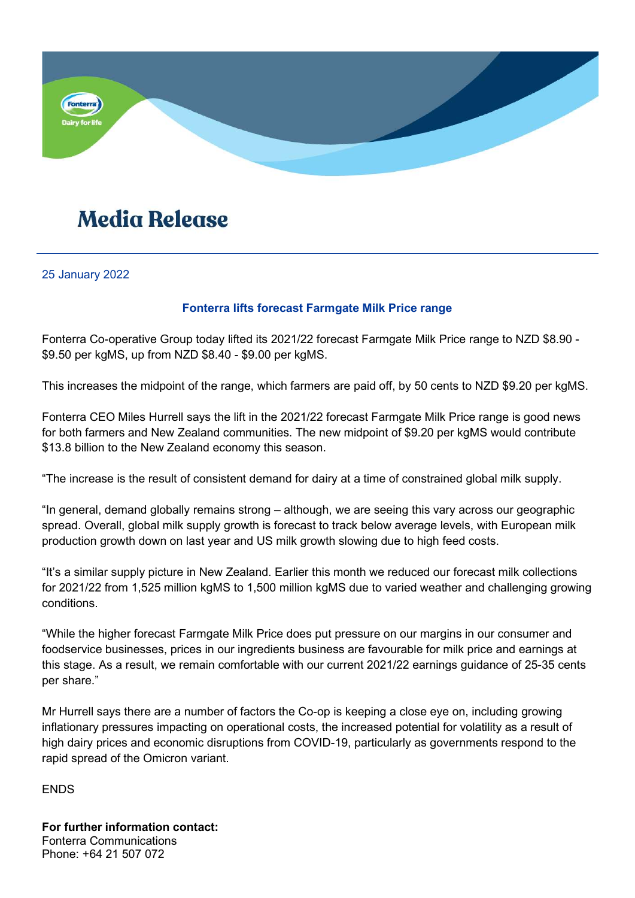# Media Release

25 January 2022

## Fonterra lifts forecast Farmgate Milk Price range

Fonterra Co-operative Group today lifted its 2021/22 forecast Farmgate Milk Price range to NZD $8.90 - $9.50 per kgMS, up from NZD $8.40 - $9.00 per kgMS.

This increases the midpoint of the range, which farmers are paid off, by 50 cents to NZD $9.20 per kgMS.

Fonterra CEO Miles Hurrell says the lift in the 2021/22 forecast Farmgate Milk Price range is good news for both farmers and New Zealand communities. The new midpoint of $9.20 per kgMS would contribute $13.8 billion to the New Zealand economy this season.

"The increase is the result of consistent demand for dairy at a time of constrained global milk supply.

"In general, demand globally remains strong – although, we are seeing this vary across our geographic spread. Overall, global milk supply growth is forecast to track below average levels, with European milk production growth down on last year and US milk growth slowing due to high feed costs.

"It's a similar supply picture in New Zealand. Earlier this month we reduced our forecast milk collections for 2021/22 from 1,525 million kgMS to 1,500 million kgMS due to varied weather and challenging growing conditions.

"While the higher forecast Farmgate Milk Price does put pressure on our margins in our consumer and foodservice businesses, prices in our ingredients business are favourable for milk price and earnings at this stage. As a result, we remain comfortable with our current 2021/22 earnings guidance of 25-35 cents per share."

Mr Hurrell says there are a number of factors the Co-op is keeping a close eye on, including growing inflationary pressures impacting on operational costs, the increased potential for volatility as a result of high dairy prices and economic disruptions from COVID-19, particularly as governments respond to the rapid spread of the Omicron variant.

ENDS

**For further information contact:**
Fonterra Communications
Phone: +64 21 507 072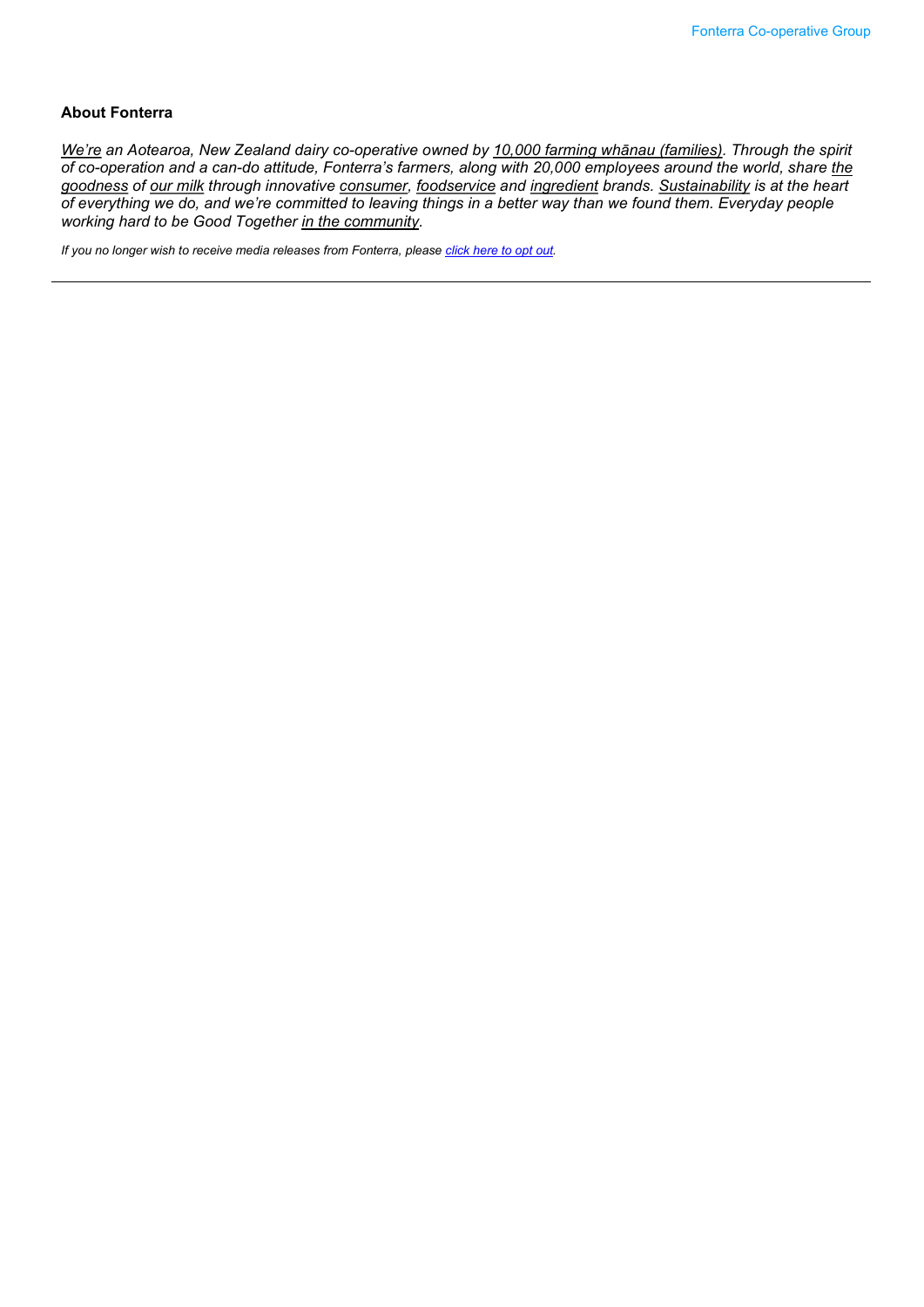**About Fonterra**

*We're an Aotearoa, New Zealand dairy co-operative owned by 10,000 farming whānau (families). Through the spirit of co-operation and a can-do attitude, Fonterra's farmers, along with 20,000 employees around the world, share the goodness of our milk through innovative consumer, foodservice and ingredient brands. Sustainability is at the heart of everything we do, and we're committed to leaving things in a better way than we found them. Everyday people working hard to be Good Together in the community.*

*If you no longer wish to receive media releases from Fonterra, please click here to opt out.*

---